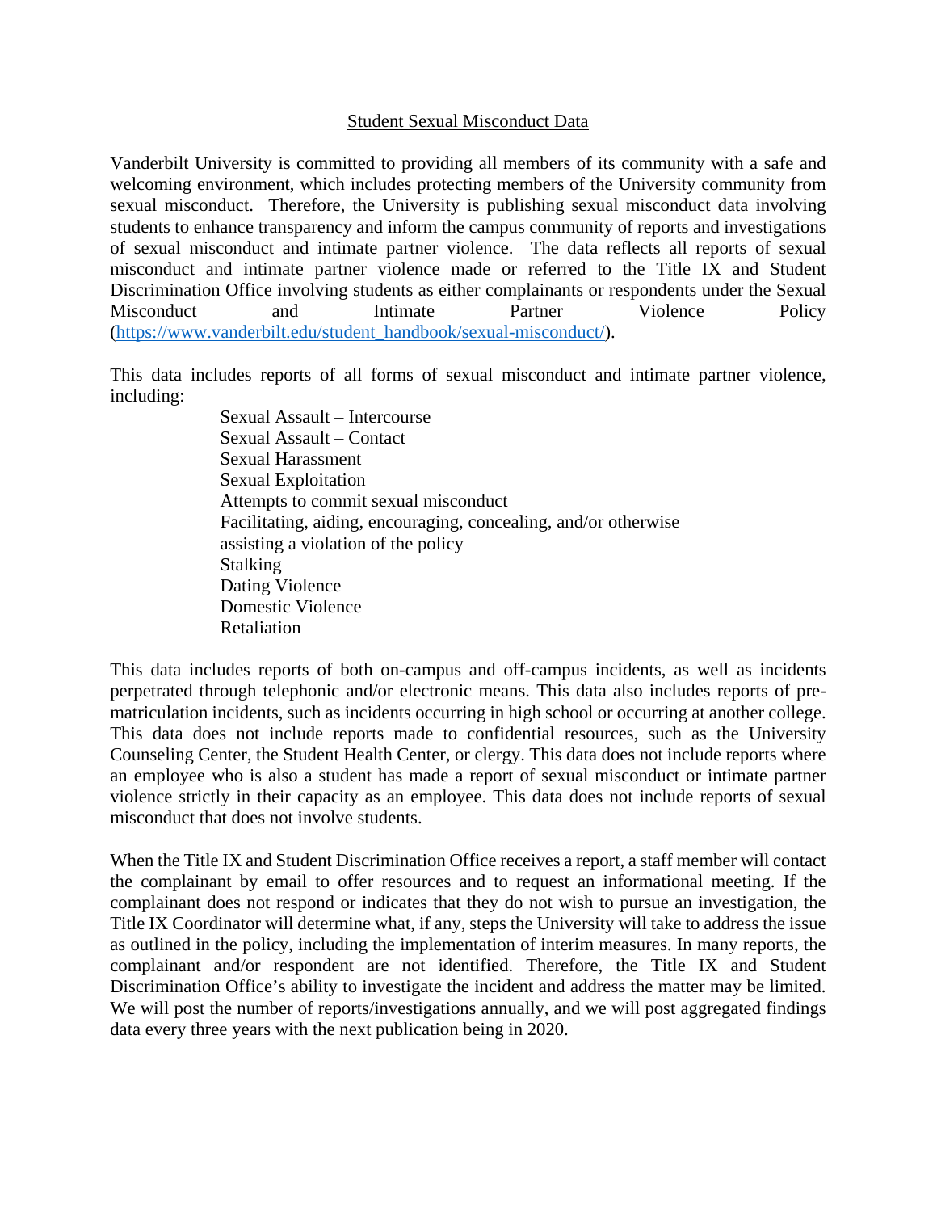## Student Sexual Misconduct Data

Vanderbilt University is committed to providing all members of its community with a safe and welcoming environment, which includes protecting members of the University community from sexual misconduct. Therefore, the University is publishing sexual misconduct data involving students to enhance transparency and inform the campus community of reports and investigations of sexual misconduct and intimate partner violence. The data reflects all reports of sexual misconduct and intimate partner violence made or referred to the Title IX and Student Discrimination Office involving students as either complainants or respondents under the Sexual Misconduct and Intimate Partner Violence Policy (https://www.vanderbilt.edu/student_handbook/sexual-misconduct/).

This data includes reports of all forms of sexual misconduct and intimate partner violence, including:

- Sexual Assault – Intercourse
- Sexual Assault – Contact
- Sexual Harassment
- Sexual Exploitation
- Attempts to commit sexual misconduct
- Facilitating, aiding, encouraging, concealing, and/or otherwise assisting a violation of the policy
- Stalking
- Dating Violence
- Domestic Violence
- Retaliation

This data includes reports of both on-campus and off-campus incidents, as well as incidents perpetrated through telephonic and/or electronic means. This data also includes reports of pre-matriculation incidents, such as incidents occurring in high school or occurring at another college. This data does not include reports made to confidential resources, such as the University Counseling Center, the Student Health Center, or clergy. This data does not include reports where an employee who is also a student has made a report of sexual misconduct or intimate partner violence strictly in their capacity as an employee. This data does not include reports of sexual misconduct that does not involve students.

When the Title IX and Student Discrimination Office receives a report, a staff member will contact the complainant by email to offer resources and to request an informational meeting. If the complainant does not respond or indicates that they do not wish to pursue an investigation, the Title IX Coordinator will determine what, if any, steps the University will take to address the issue as outlined in the policy, including the implementation of interim measures. In many reports, the complainant and/or respondent are not identified. Therefore, the Title IX and Student Discrimination Office's ability to investigate the incident and address the matter may be limited. We will post the number of reports/investigations annually, and we will post aggregated findings data every three years with the next publication being in 2020.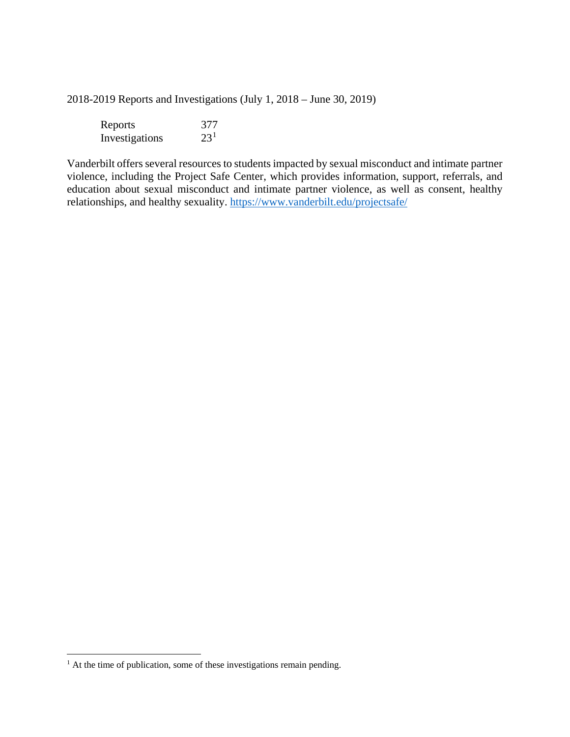2018-2019 Reports and Investigations (July 1, 2018 – June 30, 2019)

| | |
|---|---|
| Reports | 377 |
| Investigations | 23[1] |

Vanderbilt offers several resources to students impacted by sexual misconduct and intimate partner violence, including the Project Safe Center, which provides information, support, referrals, and education about sexual misconduct and intimate partner violence, as well as consent, healthy relationships, and healthy sexuality. https://www.vanderbilt.edu/projectsafe/

[1] At the time of publication, some of these investigations remain pending.